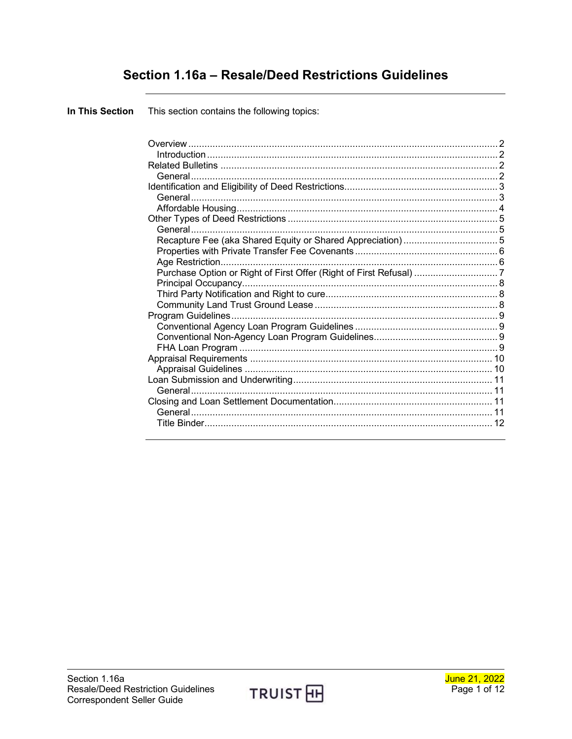# Section 1.16a – Resale/Deed Restrictions Guidelines

**In This Section** This section contains the following topics:

| Topic | Page |
| --- | --- |
| Overview | 2 |
| Introduction | 2 |
| Related Bulletins | 2 |
| General | 2 |
| Identification and Eligibility of Deed Restrictions | 3 |
| General | 3 |
| Affordable Housing | 4 |
| Other Types of Deed Restrictions | 5 |
| General | 5 |
| Recapture Fee (aka Shared Equity or Shared Appreciation) | 5 |
| Properties with Private Transfer Fee Covenants | 6 |
| Age Restriction | 6 |
| Purchase Option or Right of First Offer (Right of First Refusal) | 7 |
| Principal Occupancy | 8 |
| Third Party Notification and Right to cure | 8 |
| Community Land Trust Ground Lease | 8 |
| Program Guidelines | 9 |
| Conventional Agency Loan Program Guidelines | 9 |
| Conventional Non-Agency Loan Program Guidelines | 9 |
| FHA Loan Program | 9 |
| Appraisal Requirements | 10 |
| Appraisal Guidelines | 10 |
| Loan Submission and Underwriting | 11 |
| General | 11 |
| Closing and Loan Settlement Documentation | 11 |
| General | 11 |
| Title Binder | 12 |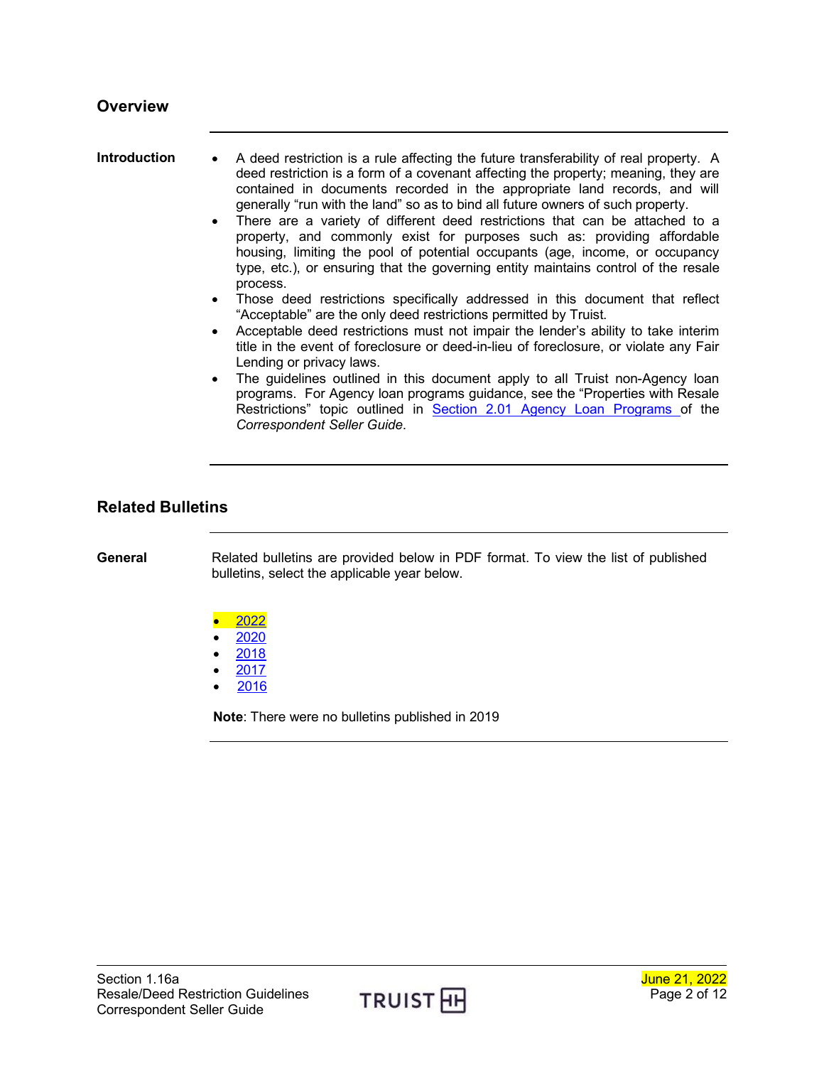## Overview

**Introduction**

- A deed restriction is a rule affecting the future transferability of real property. A deed restriction is a form of a covenant affecting the property; meaning, they are contained in documents recorded in the appropriate land records, and will generally "run with the land" so as to bind all future owners of such property.
- There are a variety of different deed restrictions that can be attached to a property, and commonly exist for purposes such as: providing affordable housing, limiting the pool of potential occupants (age, income, or occupancy type, etc.), or ensuring that the governing entity maintains control of the resale process.
- Those deed restrictions specifically addressed in this document that reflect "Acceptable" are the only deed restrictions permitted by Truist.
- Acceptable deed restrictions must not impair the lender's ability to take interim title in the event of foreclosure or deed-in-lieu of foreclosure, or violate any Fair Lending or privacy laws.
- The guidelines outlined in this document apply to all Truist non-Agency loan programs. For Agency loan programs guidance, see the "Properties with Resale Restrictions" topic outlined in Section 2.01 Agency Loan Programs of the *Correspondent Seller Guide*.

## Related Bulletins

**General**

Related bulletins are provided below in PDF format. To view the list of published bulletins, select the applicable year below.

- 2022
- 2020
- 2018
- 2017
- 2016

**Note**: There were no bulletins published in 2019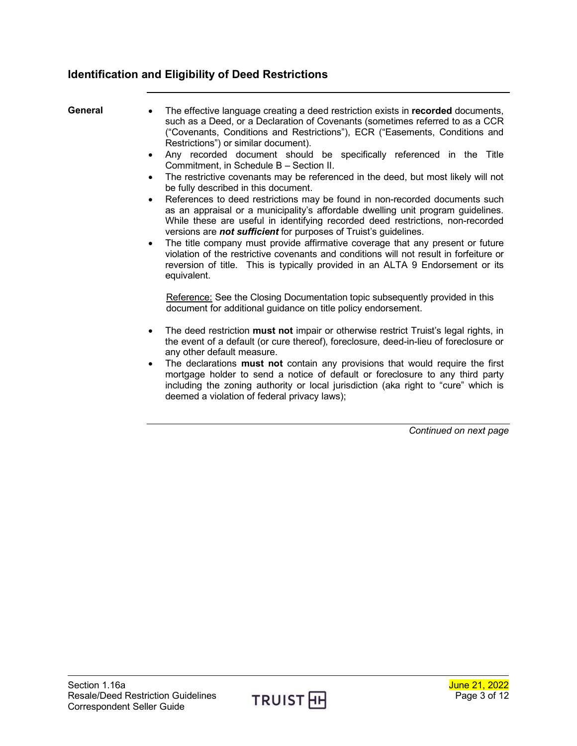## Identification and Eligibility of Deed Restrictions

**General**

- The effective language creating a deed restriction exists in **recorded** documents, such as a Deed, or a Declaration of Covenants (sometimes referred to as a CCR ("Covenants, Conditions and Restrictions"), ECR ("Easements, Conditions and Restrictions") or similar document).
- Any recorded document should be specifically referenced in the Title Commitment, in Schedule B – Section II.
- The restrictive covenants may be referenced in the deed, but most likely will not be fully described in this document.
- References to deed restrictions may be found in non-recorded documents such as an appraisal or a municipality's affordable dwelling unit program guidelines. While these are useful in identifying recorded deed restrictions, non-recorded versions are ***not sufficient*** for purposes of Truist's guidelines.
- The title company must provide affirmative coverage that any present or future violation of the restrictive covenants and conditions will not result in forfeiture or reversion of title. This is typically provided in an ALTA 9 Endorsement or its equivalent.

  Reference: See the Closing Documentation topic subsequently provided in this document for additional guidance on title policy endorsement.

- The deed restriction **must not** impair or otherwise restrict Truist's legal rights, in the event of a default (or cure thereof), foreclosure, deed-in-lieu of foreclosure or any other default measure.
- The declarations **must not** contain any provisions that would require the first mortgage holder to send a notice of default or foreclosure to any third party including the zoning authority or local jurisdiction (aka right to "cure" which is deemed a violation of federal privacy laws);

*Continued on next page*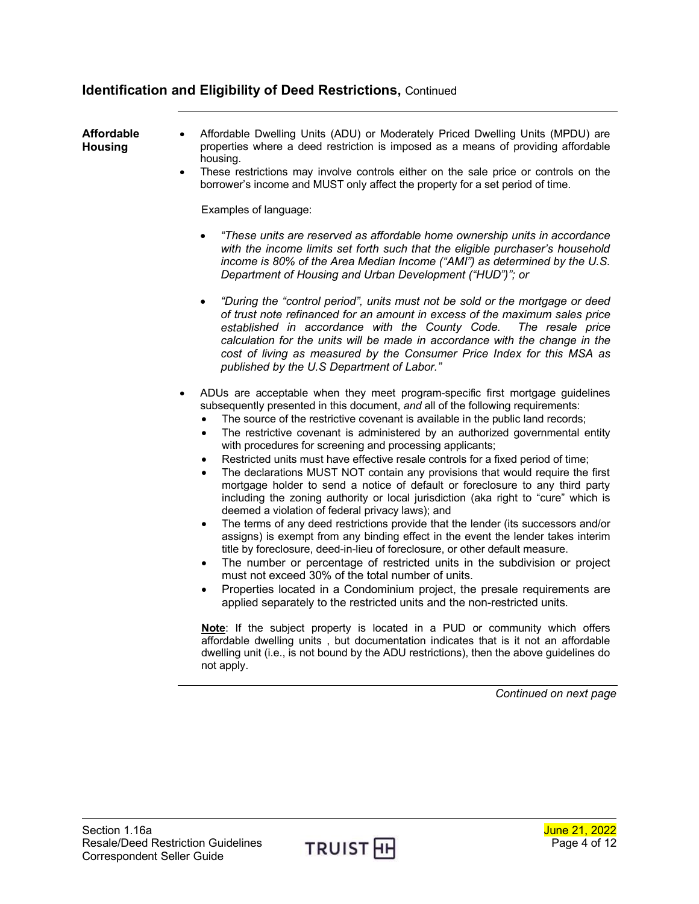## Identification and Eligibility of Deed Restrictions, Continued

**Affordable Housing**

- Affordable Dwelling Units (ADU) or Moderately Priced Dwelling Units (MPDU) are properties where a deed restriction is imposed as a means of providing affordable housing.
- These restrictions may involve controls either on the sale price or controls on the borrower's income and MUST only affect the property for a set period of time.

  Examples of language:

  - *"These units are reserved as affordable home ownership units in accordance with the income limits set forth such that the eligible purchaser's household income is 80% of the Area Median Income ("AMI") as determined by the U.S. Department of Housing and Urban Development ("HUD")"; or*
  - *"During the "control period", units must not be sold or the mortgage or deed of trust note refinanced for an amount in excess of the maximum sales price established in accordance with the County Code. The resale price calculation for the units will be made in accordance with the change in the cost of living as measured by the Consumer Price Index for this MSA as published by the U.S Department of Labor."*

- ADUs are acceptable when they meet program-specific first mortgage guidelines subsequently presented in this document, *and* all of the following requirements:
  - The source of the restrictive covenant is available in the public land records;
  - The restrictive covenant is administered by an authorized governmental entity with procedures for screening and processing applicants;
  - Restricted units must have effective resale controls for a fixed period of time;
  - The declarations MUST NOT contain any provisions that would require the first mortgage holder to send a notice of default or foreclosure to any third party including the zoning authority or local jurisdiction (aka right to "cure" which is deemed a violation of federal privacy laws); and
  - The terms of any deed restrictions provide that the lender (its successors and/or assigns) is exempt from any binding effect in the event the lender takes interim title by foreclosure, deed-in-lieu of foreclosure, or other default measure.
  - The number or percentage of restricted units in the subdivision or project must not exceed 30% of the total number of units.
  - Properties located in a Condominium project, the presale requirements are applied separately to the restricted units and the non-restricted units.

  **Note**: If the subject property is located in a PUD or community which offers affordable dwelling units , but documentation indicates that is it not an affordable dwelling unit (i.e., is not bound by the ADU restrictions), then the above guidelines do not apply.

*Continued on next page*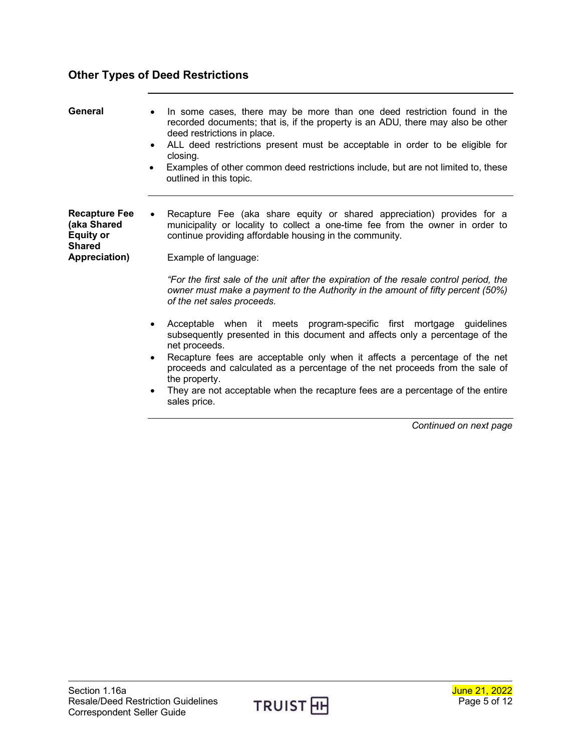## Other Types of Deed Restrictions

**General**

- In some cases, there may be more than one deed restriction found in the recorded documents; that is, if the property is an ADU, there may also be other deed restrictions in place.
- ALL deed restrictions present must be acceptable in order to be eligible for closing.
- Examples of other common deed restrictions include, but are not limited to, these outlined in this topic.

**Recapture Fee (aka Shared Equity or Shared Appreciation)**

- Recapture Fee (aka share equity or shared appreciation) provides for a municipality or locality to collect a one-time fee from the owner in order to continue providing affordable housing in the community.

  Example of language:

  *"For the first sale of the unit after the expiration of the resale control period, the owner must make a payment to the Authority in the amount of fifty percent (50%) of the net sales proceeds.*

- Acceptable when it meets program-specific first mortgage guidelines subsequently presented in this document and affects only a percentage of the net proceeds.
- Recapture fees are acceptable only when it affects a percentage of the net proceeds and calculated as a percentage of the net proceeds from the sale of the property.
- They are not acceptable when the recapture fees are a percentage of the entire sales price.

*Continued on next page*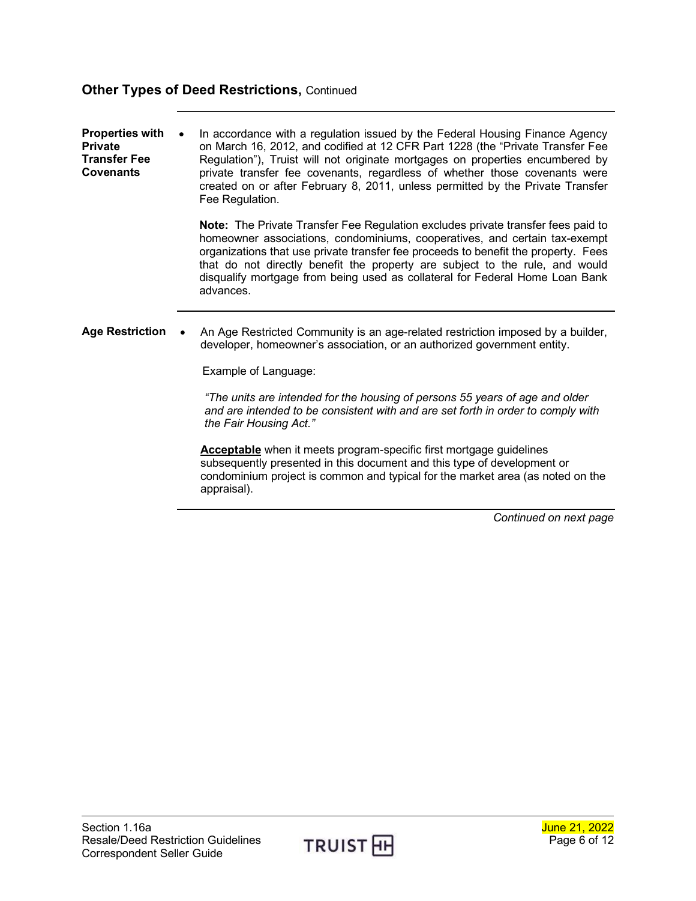## Other Types of Deed Restrictions, Continued

**Properties with Private Transfer Fee Covenants**

- In accordance with a regulation issued by the Federal Housing Finance Agency on March 16, 2012, and codified at 12 CFR Part 1228 (the "Private Transfer Fee Regulation"), Truist will not originate mortgages on properties encumbered by private transfer fee covenants, regardless of whether those covenants were created on or after February 8, 2011, unless permitted by the Private Transfer Fee Regulation.

  **Note:** The Private Transfer Fee Regulation excludes private transfer fees paid to homeowner associations, condominiums, cooperatives, and certain tax-exempt organizations that use private transfer fee proceeds to benefit the property. Fees that do not directly benefit the property are subject to the rule, and would disqualify mortgage from being used as collateral for Federal Home Loan Bank advances.

**Age Restriction**

- An Age Restricted Community is an age-related restriction imposed by a builder, developer, homeowner's association, or an authorized government entity.

  Example of Language:

  *"The units are intended for the housing of persons 55 years of age and older and are intended to be consistent with and are set forth in order to comply with the Fair Housing Act."*

  **Acceptable** when it meets program-specific first mortgage guidelines subsequently presented in this document and this type of development or condominium project is common and typical for the market area (as noted on the appraisal).

*Continued on next page*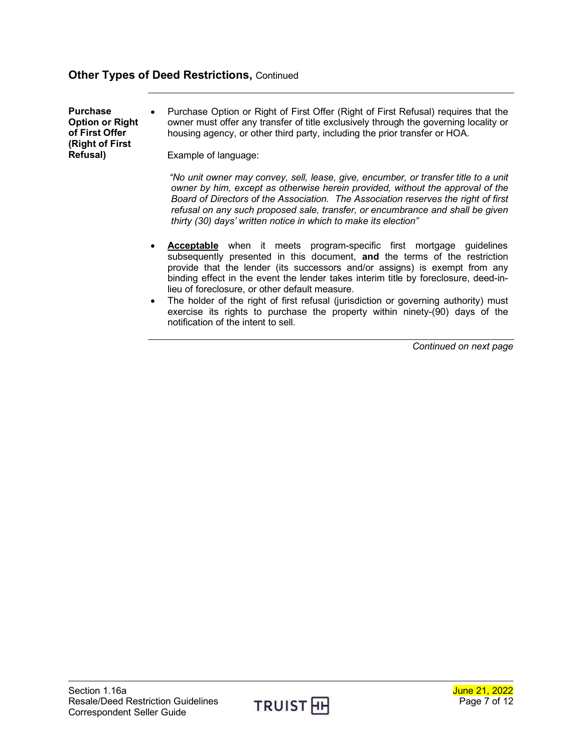## Other Types of Deed Restrictions, Continued

**Purchase Option or Right of First Offer (Right of First Refusal)**

- Purchase Option or Right of First Offer (Right of First Refusal) requires that the owner must offer any transfer of title exclusively through the governing locality or housing agency, or other third party, including the prior transfer or HOA.

  Example of language:

  *"No unit owner may convey, sell, lease, give, encumber, or transfer title to a unit owner by him, except as otherwise herein provided, without the approval of the Board of Directors of the Association. The Association reserves the right of first refusal on any such proposed sale, transfer, or encumbrance and shall be given thirty (30) days' written notice in which to make its election"*

- **Acceptable** when it meets program-specific first mortgage guidelines subsequently presented in this document, **and** the terms of the restriction provide that the lender (its successors and/or assigns) is exempt from any binding effect in the event the lender takes interim title by foreclosure, deed-in-lieu of foreclosure, or other default measure.
- The holder of the right of first refusal (jurisdiction or governing authority) must exercise its rights to purchase the property within ninety-(90) days of the notification of the intent to sell.

*Continued on next page*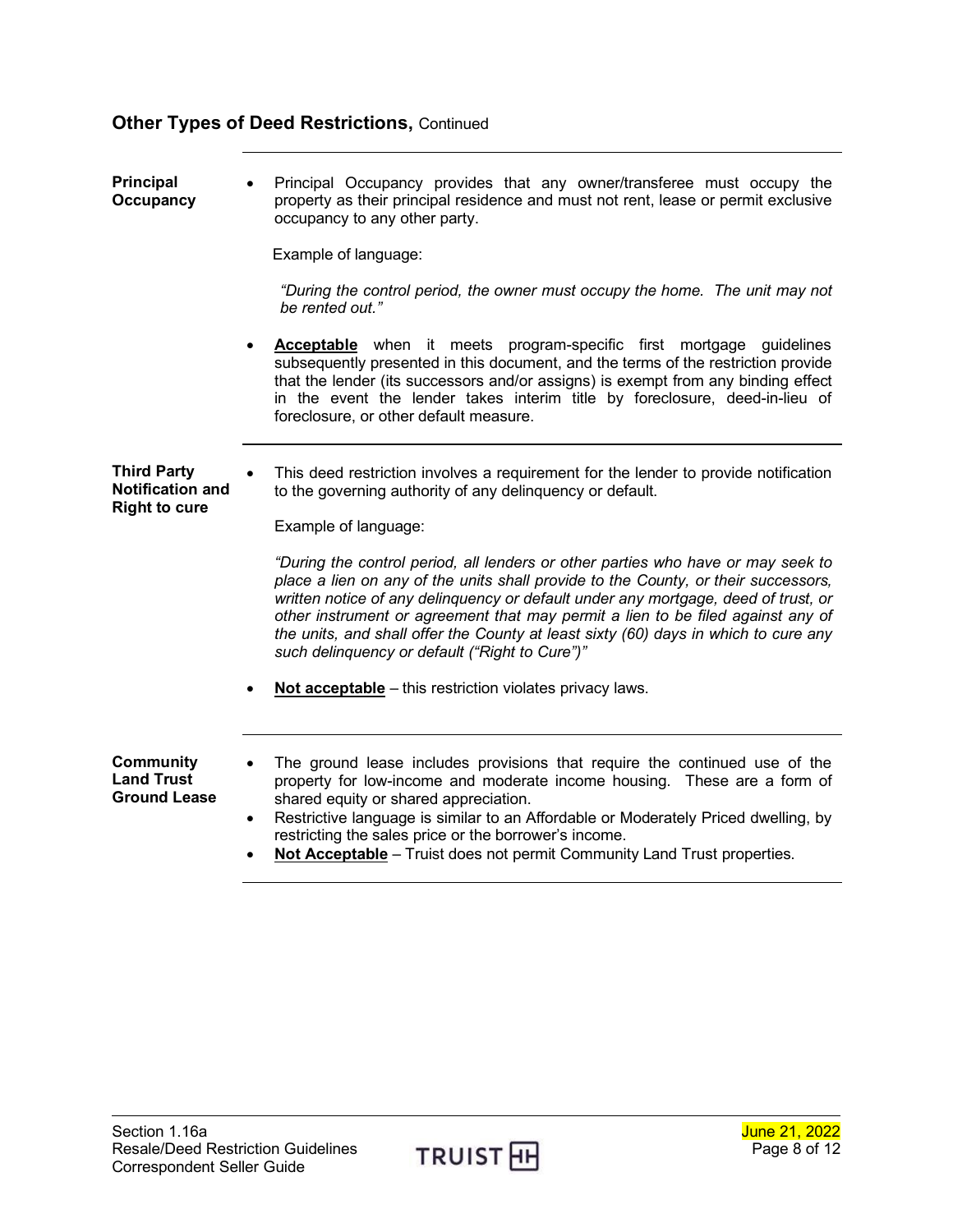## Other Types of Deed Restrictions, Continued

### Principal Occupancy

- Principal Occupancy provides that any owner/transferee must occupy the property as their principal residence and must not rent, lease or permit exclusive occupancy to any other party.

  Example of language:

  *"During the control period, the owner must occupy the home. The unit may not be rented out."*

- **Acceptable** when it meets program-specific first mortgage guidelines subsequently presented in this document, and the terms of the restriction provide that the lender (its successors and/or assigns) is exempt from any binding effect in the event the lender takes interim title by foreclosure, deed-in-lieu of foreclosure, or other default measure.

### Third Party Notification and Right to cure

- This deed restriction involves a requirement for the lender to provide notification to the governing authority of any delinquency or default.

  Example of language:

  *"During the control period, all lenders or other parties who have or may seek to place a lien on any of the units shall provide to the County, or their successors, written notice of any delinquency or default under any mortgage, deed of trust, or other instrument or agreement that may permit a lien to be filed against any of the units, and shall offer the County at least sixty (60) days in which to cure any such delinquency or default ("Right to Cure")"*

- **Not acceptable** – this restriction violates privacy laws.

### Community Land Trust Ground Lease

- The ground lease includes provisions that require the continued use of the property for low-income and moderate income housing. These are a form of shared equity or shared appreciation.
- Restrictive language is similar to an Affordable or Moderately Priced dwelling, by restricting the sales price or the borrower's income.
- **Not Acceptable** – Truist does not permit Community Land Trust properties.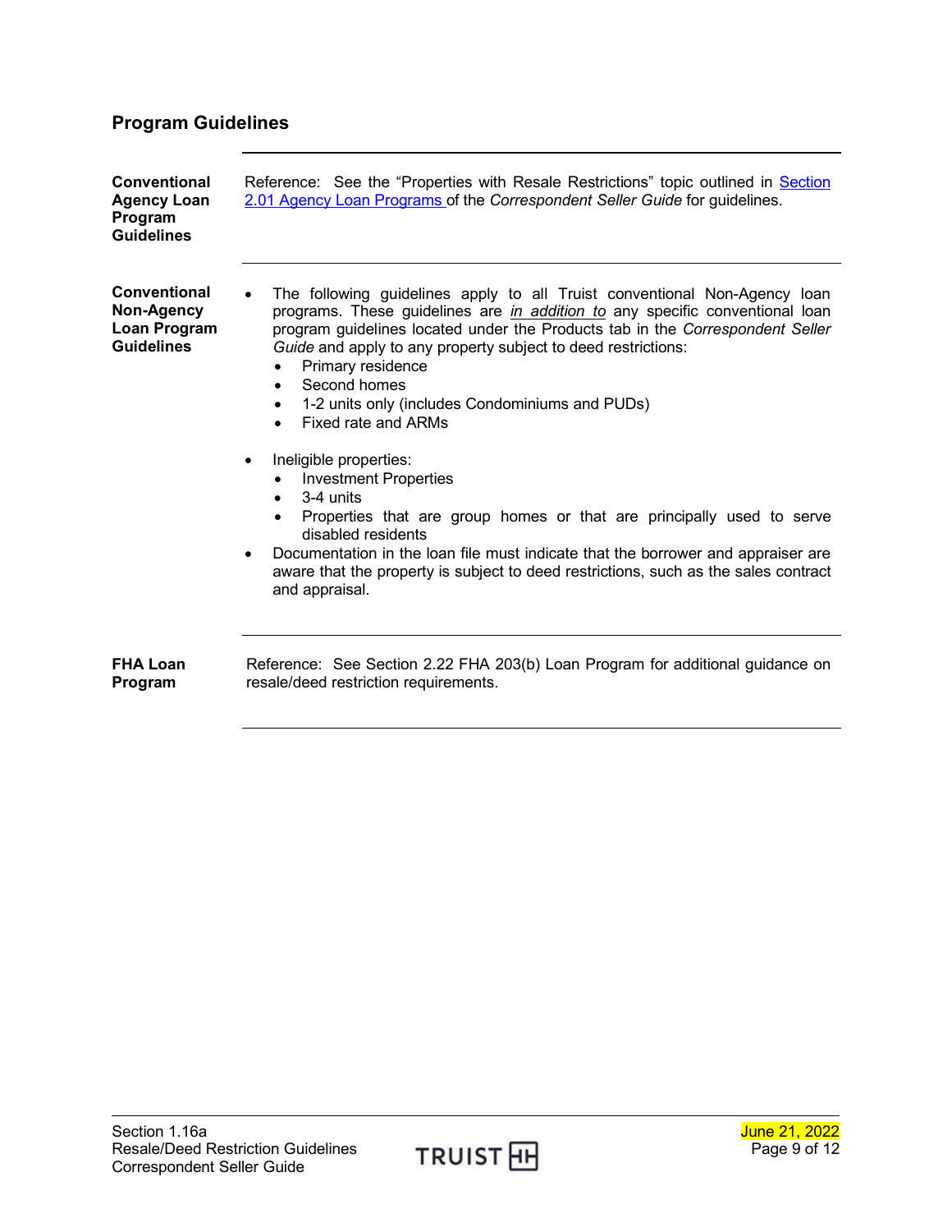## Program Guidelines

**Conventional Agency Loan Program Guidelines**

Reference: See the "Properties with Resale Restrictions" topic outlined in Section 2.01 Agency Loan Programs of the *Correspondent Seller Guide* for guidelines.

**Conventional Non-Agency Loan Program Guidelines**

- The following guidelines apply to all Truist conventional Non-Agency loan programs. These guidelines are *in addition to* any specific conventional loan program guidelines located under the Products tab in the *Correspondent Seller Guide* and apply to any property subject to deed restrictions:
  - Primary residence
  - Second homes
  - 1-2 units only (includes Condominiums and PUDs)
  - Fixed rate and ARMs
- Ineligible properties:
  - Investment Properties
  - 3-4 units
  - Properties that are group homes or that are principally used to serve disabled residents
- Documentation in the loan file must indicate that the borrower and appraiser are aware that the property is subject to deed restrictions, such as the sales contract and appraisal.

**FHA Loan Program**

Reference: See Section 2.22 FHA 203(b) Loan Program for additional guidance on resale/deed restriction requirements.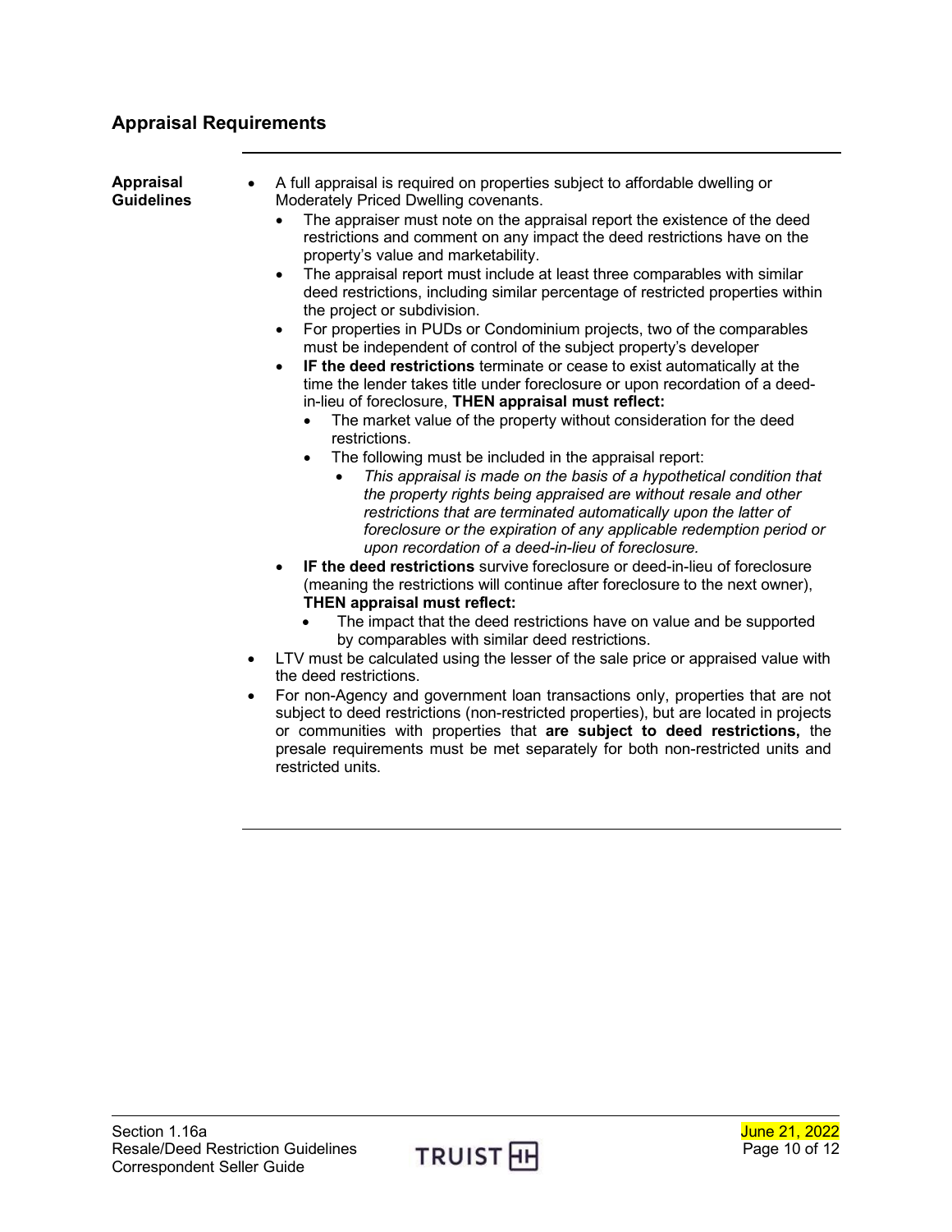## Appraisal Requirements

**Appraisal Guidelines**

- A full appraisal is required on properties subject to affordable dwelling or Moderately Priced Dwelling covenants.
  - The appraiser must note on the appraisal report the existence of the deed restrictions and comment on any impact the deed restrictions have on the property's value and marketability.
  - The appraisal report must include at least three comparables with similar deed restrictions, including similar percentage of restricted properties within the project or subdivision.
  - For properties in PUDs or Condominium projects, two of the comparables must be independent of control of the subject property's developer
  - **IF the deed restrictions** terminate or cease to exist automatically at the time the lender takes title under foreclosure or upon recordation of a deed-in-lieu of foreclosure, **THEN appraisal must reflect:**
    - The market value of the property without consideration for the deed restrictions.
    - The following must be included in the appraisal report:
      - *This appraisal is made on the basis of a hypothetical condition that the property rights being appraised are without resale and other restrictions that are terminated automatically upon the latter of foreclosure or the expiration of any applicable redemption period or upon recordation of a deed-in-lieu of foreclosure.*
  - **IF the deed restrictions** survive foreclosure or deed-in-lieu of foreclosure (meaning the restrictions will continue after foreclosure to the next owner), **THEN appraisal must reflect:**
    - The impact that the deed restrictions have on value and be supported by comparables with similar deed restrictions.
- LTV must be calculated using the lesser of the sale price or appraised value with the deed restrictions.
- For non-Agency and government loan transactions only, properties that are not subject to deed restrictions (non-restricted properties), but are located in projects or communities with properties that **are subject to deed restrictions,** the presale requirements must be met separately for both non-restricted units and restricted units.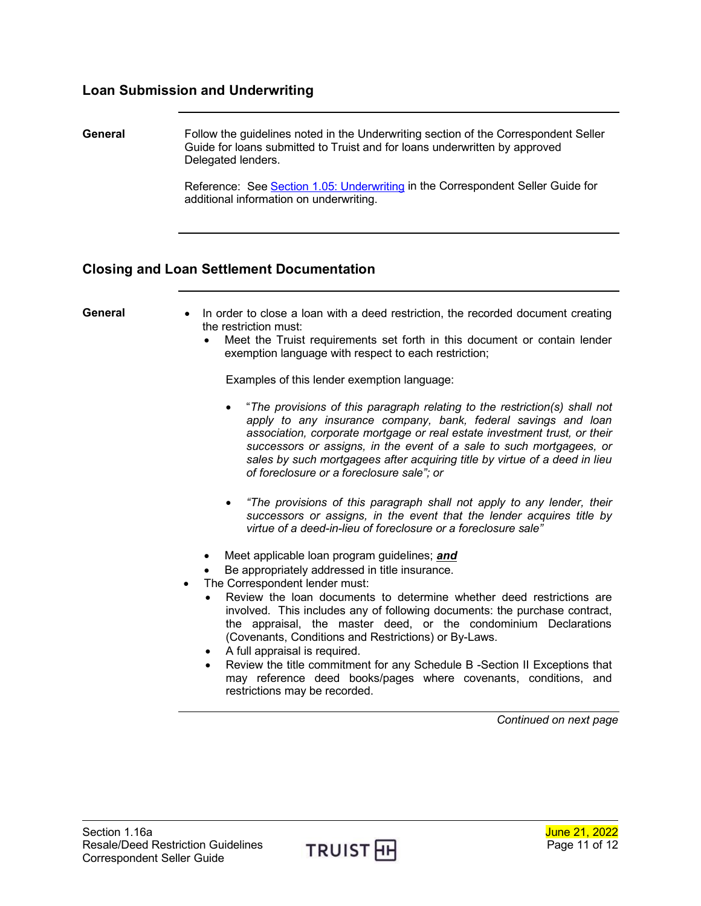## Loan Submission and Underwriting

**General**

Follow the guidelines noted in the Underwriting section of the Correspondent Seller Guide for loans submitted to Truist and for loans underwritten by approved Delegated lenders.

Reference: See Section 1.05: Underwriting in the Correspondent Seller Guide for additional information on underwriting.

## Closing and Loan Settlement Documentation

**General**

- In order to close a loan with a deed restriction, the recorded document creating the restriction must:
  - Meet the Truist requirements set forth in this document or contain lender exemption language with respect to each restriction;

    Examples of this lender exemption language:

    - "*The provisions of this paragraph relating to the restriction(s) shall not apply to any insurance company, bank, federal savings and loan association, corporate mortgage or real estate investment trust, or their successors or assigns, in the event of a sale to such mortgagees, or sales by such mortgagees after acquiring title by virtue of a deed in lieu of foreclosure or a foreclosure sale*"; *or*
    - *"The provisions of this paragraph shall not apply to any lender, their successors or assigns, in the event that the lender acquires title by virtue of a deed-in-lieu of foreclosure or a foreclosure sale"*
  - Meet applicable loan program guidelines; ***and***
  - Be appropriately addressed in title insurance.
- The Correspondent lender must:
  - Review the loan documents to determine whether deed restrictions are involved. This includes any of following documents: the purchase contract, the appraisal, the master deed, or the condominium Declarations (Covenants, Conditions and Restrictions) or By-Laws.
  - A full appraisal is required.
  - Review the title commitment for any Schedule B -Section II Exceptions that may reference deed books/pages where covenants, conditions, and restrictions may be recorded.

*Continued on next page*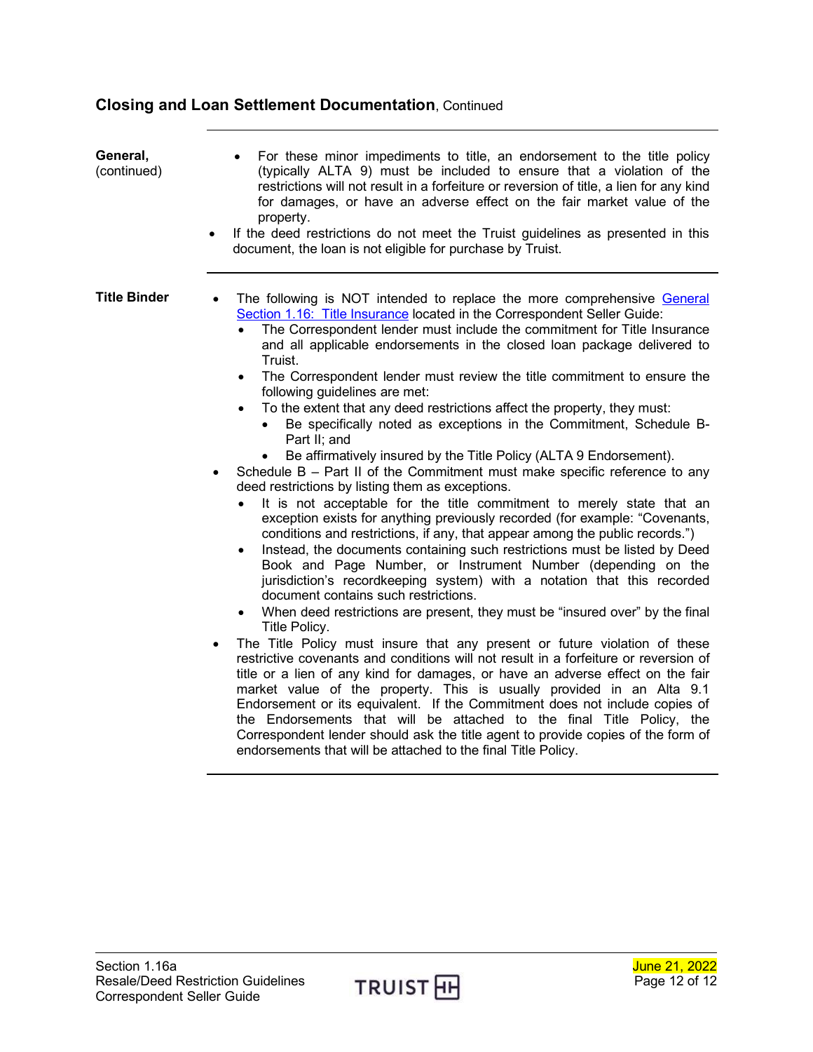## Closing and Loan Settlement Documentation, Continued

**General,** (continued)

- For these minor impediments to title, an endorsement to the title policy (typically ALTA 9) must be included to ensure that a violation of the restrictions will not result in a forfeiture or reversion of title, a lien for any kind for damages, or have an adverse effect on the fair market value of the property.
- If the deed restrictions do not meet the Truist guidelines as presented in this document, the loan is not eligible for purchase by Truist.

**Title Binder**

- The following is NOT intended to replace the more comprehensive General Section 1.16: Title Insurance located in the Correspondent Seller Guide:
  - The Correspondent lender must include the commitment for Title Insurance and all applicable endorsements in the closed loan package delivered to Truist.
  - The Correspondent lender must review the title commitment to ensure the following guidelines are met:
  - To the extent that any deed restrictions affect the property, they must:
    - Be specifically noted as exceptions in the Commitment, Schedule B-Part II; and
    - Be affirmatively insured by the Title Policy (ALTA 9 Endorsement).
- Schedule B – Part II of the Commitment must make specific reference to any deed restrictions by listing them as exceptions.
  - It is not acceptable for the title commitment to merely state that an exception exists for anything previously recorded (for example: "Covenants, conditions and restrictions, if any, that appear among the public records.")
  - Instead, the documents containing such restrictions must be listed by Deed Book and Page Number, or Instrument Number (depending on the jurisdiction's recordkeeping system) with a notation that this recorded document contains such restrictions.
  - When deed restrictions are present, they must be "insured over" by the final Title Policy.
- The Title Policy must insure that any present or future violation of these restrictive covenants and conditions will not result in a forfeiture or reversion of title or a lien of any kind for damages, or have an adverse effect on the fair market value of the property. This is usually provided in an Alta 9.1 Endorsement or its equivalent. If the Commitment does not include copies of the Endorsements that will be attached to the final Title Policy, the Correspondent lender should ask the title agent to provide copies of the form of endorsements that will be attached to the final Title Policy.